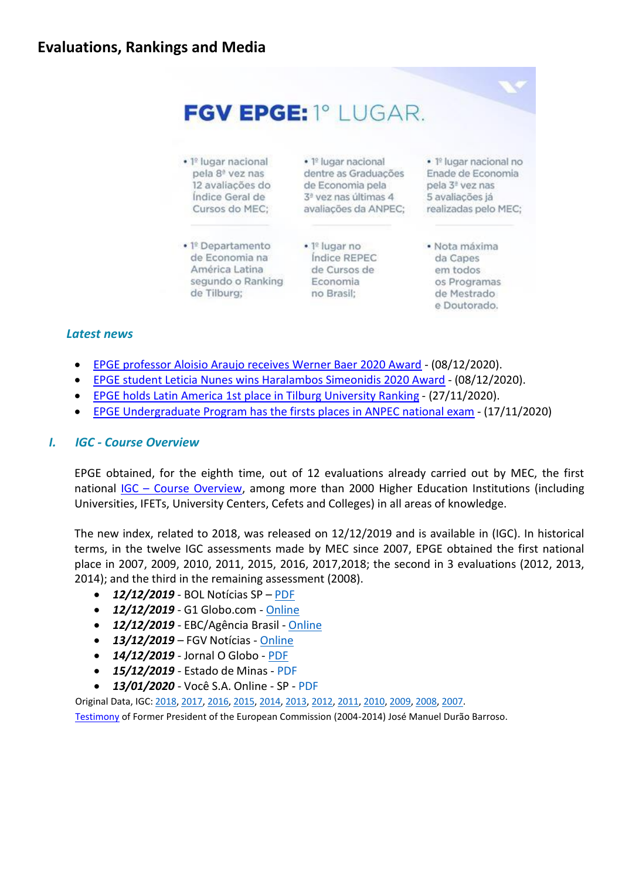# Evaluations, Rankings and Media

## FGV EPGE: 1° LUGAR.

- 1º lugar nacional pela 8ª vez nas 12 avaliações do Índice Geral de Cursos do MEC;
- 1º lugar nacional dentre as Graduações de Economia pela 3ª vez nas últimas 4 avaliações da ANPEC;
- 1º lugar nacional no Enade de Economia pela 3ª vez nas 5 avaliações já realizadas pelo MEC;
- 1º Departamento de Economia na América Latina segundo o Ranking de Tilburg;
- 1º lugar no Índice REPEC de Cursos de Economia no Brasil;
- Nota máxima da Capes em todos os Programas de Mestrado e Doutorado.

### *Latest news*

- EPGE professor Aloisio Araujo receives Werner Baer 2020 Award - (08/12/2020).
- EPGE student Leticia Nunes wins Haralambos Simeonidis 2020 Award - (08/12/2020).
- EPGE holds Latin America 1st place in Tilburg University Ranking - (27/11/2020).
- EPGE Undergraduate Program has the firsts places in ANPEC national exam - (17/11/2020)

## *I. IGC - Course Overview*

EPGE obtained, for the eighth time, out of 12 evaluations already carried out by MEC, the first national IGC – Course Overview, among more than 2000 Higher Education Institutions (including Universities, IFETs, University Centers, Cefets and Colleges) in all areas of knowledge.

The new index, related to 2018, was released on 12/12/2019 and is available in (IGC). In historical terms, in the twelve IGC assessments made by MEC since 2007, EPGE obtained the first national place in 2007, 2009, 2010, 2011, 2015, 2016, 2017,2018; the second in 3 evaluations (2012, 2013, 2014); and the third in the remaining assessment (2008).

- ***12/12/2019*** - BOL Notícias SP – PDF
- ***12/12/2019*** - G1 Globo.com - Online
- ***12/12/2019*** - EBC/Agência Brasil - Online
- ***13/12/2019*** – FGV Notícias - Online
- ***14/12/2019*** - Jornal O Globo - PDF
- ***15/12/2019*** - Estado de Minas - PDF
- ***13/01/2020*** - Você S.A. Online - SP - PDF

Original Data, IGC: 2018, 2017, 2016, 2015, 2014, 2013, 2012, 2011, 2010, 2009, 2008, 2007.

Testimony of Former President of the European Commission (2004-2014) José Manuel Durão Barroso.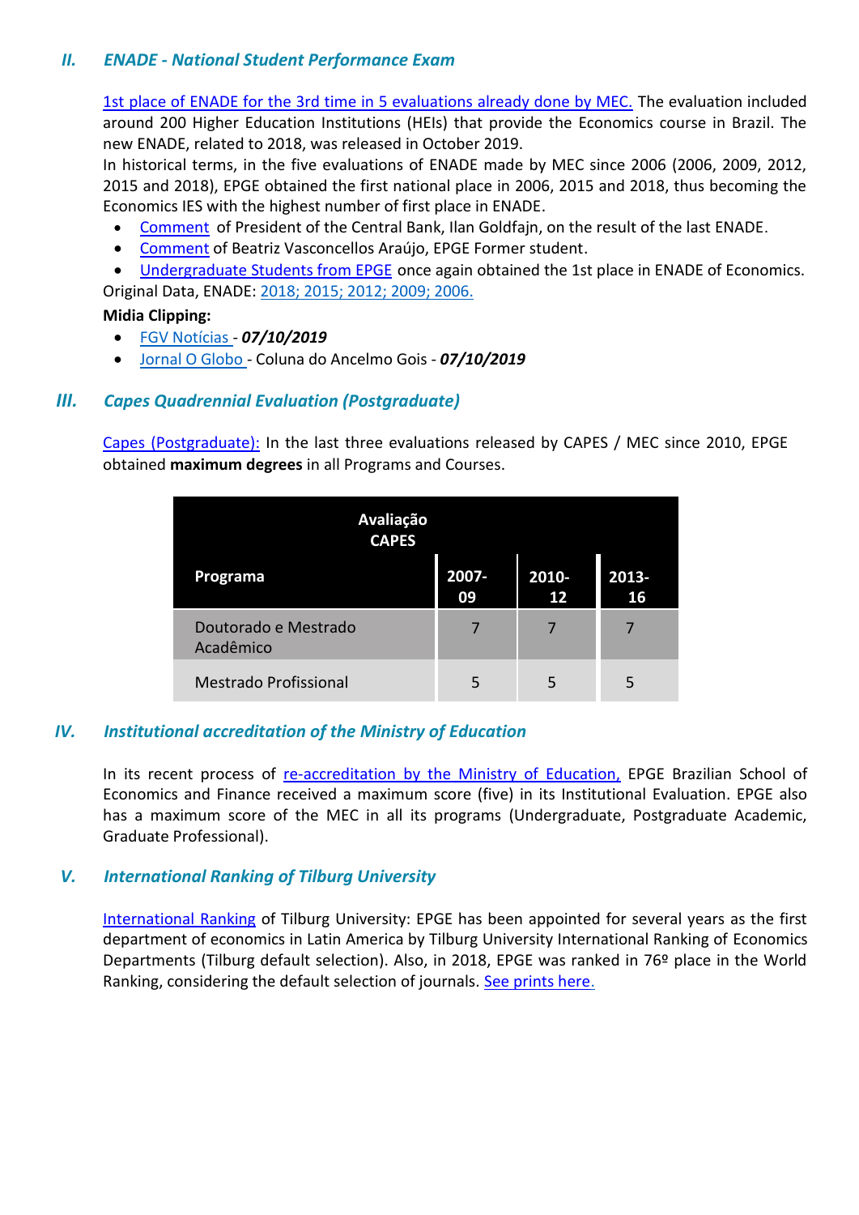## II. ENADE - National Student Performance Exam

1st place of ENADE for the 3rd time in 5 evaluations already done by MEC. The evaluation included around 200 Higher Education Institutions (HEIs) that provide the Economics course in Brazil. The new ENADE, related to 2018, was released in October 2019.

In historical terms, in the five evaluations of ENADE made by MEC since 2006 (2006, 2009, 2012, 2015 and 2018), EPGE obtained the first national place in 2006, 2015 and 2018, thus becoming the Economics IES with the highest number of first place in ENADE.

- Comment of President of the Central Bank, Ilan Goldfajn, on the result of the last ENADE.
- Comment of Beatriz Vasconcellos Araújo, EPGE Former student.
- Undergraduate Students from EPGE once again obtained the 1st place in ENADE of Economics.

Original Data, ENADE: 2018; 2015; 2012; 2009; 2006.

**Midia Clipping:**

- FGV Notícias - ***07/10/2019***
- Jornal O Globo - Coluna do Ancelmo Gois - ***07/10/2019***

## III. Capes Quadrennial Evaluation (Postgraduate)

Capes (Postgraduate): In the last three evaluations released by CAPES / MEC since 2010, EPGE obtained **maximum degrees** in all Programs and Courses.

| Avaliação CAPES | | | |
|---|---|---|---|
| **Programa** | **2007-09** | **2010-12** | **2013-16** |
| Doutorado e Mestrado Acadêmico | 7 | 7 | 7 |
| Mestrado Profissional | 5 | 5 | 5 |

## IV. Institutional accreditation of the Ministry of Education

In its recent process of re-accreditation by the Ministry of Education, EPGE Brazilian School of Economics and Finance received a maximum score (five) in its Institutional Evaluation. EPGE also has a maximum score of the MEC in all its programs (Undergraduate, Postgraduate Academic, Graduate Professional).

## V. International Ranking of Tilburg University

International Ranking of Tilburg University: EPGE has been appointed for several years as the first department of economics in Latin America by Tilburg University International Ranking of Economics Departments (Tilburg default selection). Also, in 2018, EPGE was ranked in 76º place in the World Ranking, considering the default selection of journals. See prints here.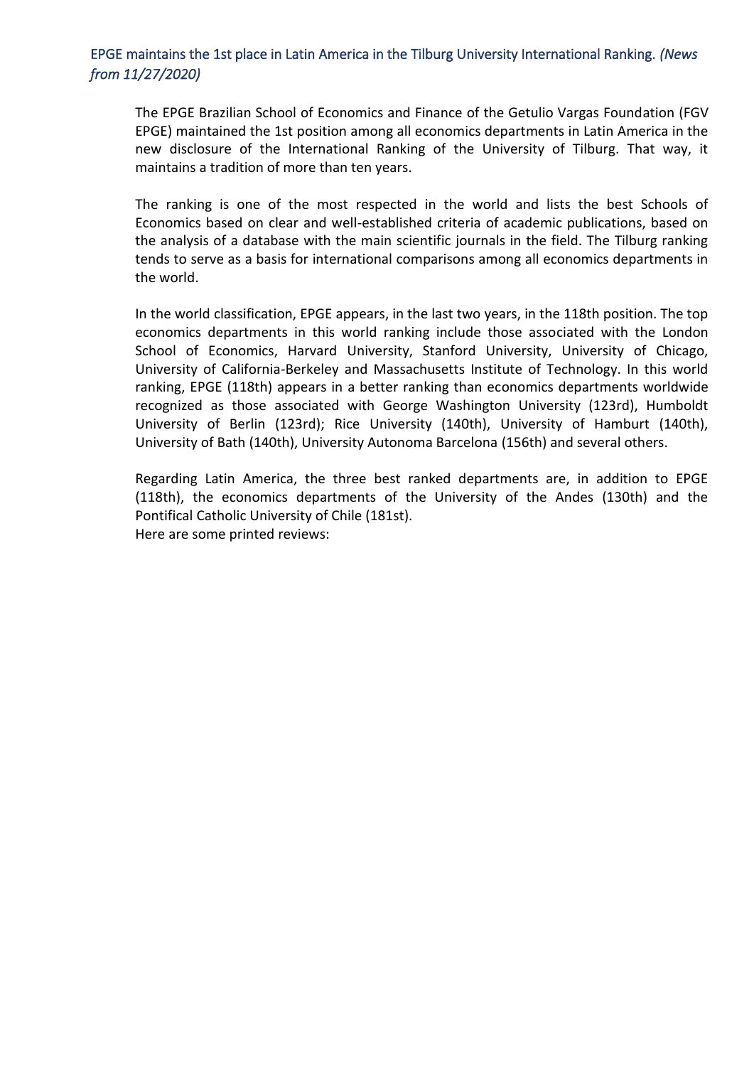## EPGE maintains the 1st place in Latin America in the Tilburg University International Ranking. *(News from 11/27/2020)*

The EPGE Brazilian School of Economics and Finance of the Getulio Vargas Foundation (FGV EPGE) maintained the 1st position among all economics departments in Latin America in the new disclosure of the International Ranking of the University of Tilburg. That way, it maintains a tradition of more than ten years.

The ranking is one of the most respected in the world and lists the best Schools of Economics based on clear and well-established criteria of academic publications, based on the analysis of a database with the main scientific journals in the field. The Tilburg ranking tends to serve as a basis for international comparisons among all economics departments in the world.

In the world classification, EPGE appears, in the last two years, in the 118th position. The top economics departments in this world ranking include those associated with the London School of Economics, Harvard University, Stanford University, University of Chicago, University of California-Berkeley and Massachusetts Institute of Technology. In this world ranking, EPGE (118th) appears in a better ranking than economics departments worldwide recognized as those associated with George Washington University (123rd), Humboldt University of Berlin (123rd); Rice University (140th), University of Hamburt (140th), University of Bath (140th), University Autonoma Barcelona (156th) and several others.

Regarding Latin America, the three best ranked departments are, in addition to EPGE (118th), the economics departments of the University of the Andes (130th) and the Pontifical Catholic University of Chile (181st).
Here are some printed reviews: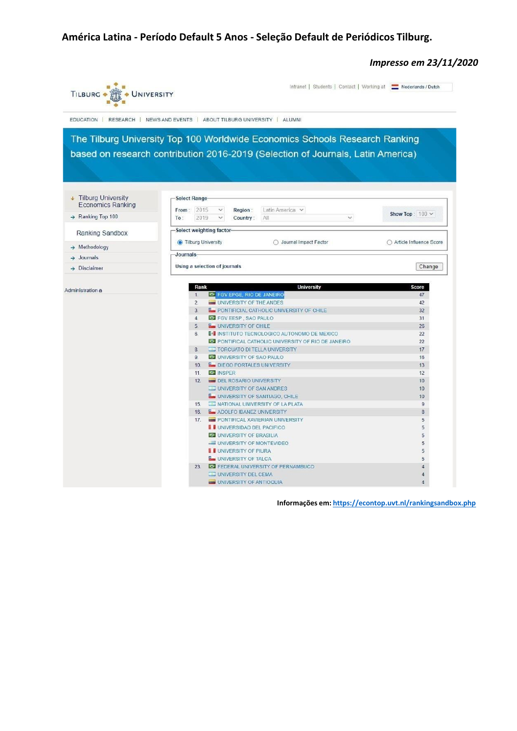**América Latina - Período Default 5 Anos - Seleção Default de Periódicos Tilburg.**

*Impresso em 23/11/2020*

TILBURG UNIVERSITY

Intranet | Students | Contact | Working at | Nederlands / Dutch

EDUCATION | RESEARCH | NEWS AND EVENTS | ABOUT TILBURG UNIVERSITY | ALUMNI

## The Tilburg University Top 100 Worldwide Economics Schools Research Ranking based on research contribution 2016-2019 (Selection of Journals, Latin America)

- Tilburg University Economics Ranking
- Ranking Top 100
- Ranking Sandbox
- Methodology
- Journals
- Disclaimer

Administration

**Select Range**

From: 2015 To: 2019 Region: Latin America Country: All Show Top: 100

**Select weighting factor**

- (•) Tilburg University
- ( ) Journal Impact Factor
- ( ) Article Influence Score

**Journals**

Using a selection of journals [Change]

| Rank | University | Score |
|---|---|---|
| 1. | FGV EPGE, RIO DE JANEIRO | 47 |
| 2. | UNIVERSITY OF THE ANDES | 42 |
| 3. | PONTIFICIAL CATHOLIC UNIVERSITY OF CHILE | 32 |
| 4. | FGV EESP, SAO PAULO | 31 |
| 5. | UNIVERSITY OF CHILE | 26 |
| 6. | INSTITUTO TECNOLOGICO AUTONOMO DE MEXICO | 22 |
| | PONTIFICAL CATHOLIC UNIVERSITY OF RIO DE JANEIRO | 22 |
| 8. | TORCUATO DI TELLA UNIVERSITY | 17 |
| 9. | UNIVERSITY OF SAO PAULO | 16 |
| 10. | DIEGO PORTALES UNIVERSITY | 13 |
| 11. | INSPER | 12 |
| 12. | DEL ROSARIO UNIVERSITY | 10 |
| | UNIVERSITY OF SAN ANDRES | 10 |
| | UNIVERSITY OF SANTIAGO, CHILE | 10 |
| 15. | NATIONAL UNIVERSITY OF LA PLATA | 9 |
| 16. | ADOLFO IBANEZ UNIVERSITY | 8 |
| 17. | PONTIFICAL XAVERIAN UNIVERSITY | 5 |
| | UNIVERSIDAD DEL PACIFICO | 5 |
| | UNIVERSITY OF BRASILIA | 5 |
| | UNIVERSITY OF MONTEVIDEO | 5 |
| | UNIVERSITY OF PIURA | 5 |
| | UNIVERSITY OF TALCA | 5 |
| 23. | FEDERAL UNIVERSITY OF PERNAMBUCO | 4 |
| | UNIVERSITY DEL CEMA | 4 |
| | UNIVERSITY OF ANTIOQUIA | 4 |

**Informações em:** https://econtop.uvt.nl/rankingsandbox.php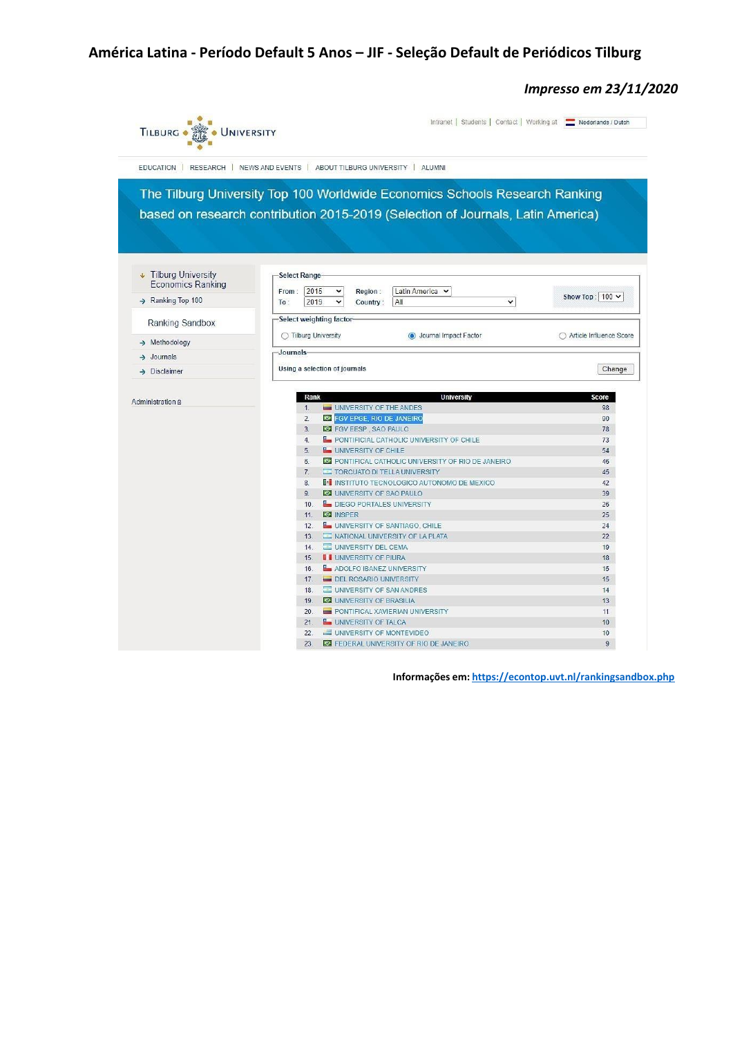## América Latina - Período Default 5 Anos – JIF - Seleção Default de Periódicos Tilburg

*Impresso em 23/11/2020*

Intranet | Students | Contact | Working at | Nederlands / Dutch

TILBURG UNIVERSITY

EDUCATION | RESEARCH | NEWS AND EVENTS | ABOUT TILBURG UNIVERSITY | ALUMNI

The Tilburg University Top 100 Worldwide Economics Schools Research Ranking based on research contribution 2015-2019 (Selection of Journals, Latin America)

- Tilburg University Economics Ranking
- Ranking Top 100
- Ranking Sandbox
- Methodology
- Journals
- Disclaimer

Administration

Select Range

From: 2015 To: 2019 Region: Latin America Country: All Show Top: 100

Select weighting factor

○ Tilburg University ◉ Journal Impact Factor ○ Article Influence Score

Journals

Using a selection of journals [Change]

| Rank | University | Score |
|---|---|---|
| 1. | UNIVERSITY OF THE ANDES | 98 |
| 2. | FGV EPGE, RIO DE JANEIRO | 90 |
| 3. | FGV EESP , SAO PAULO | 78 |
| 4. | PONTIFICAL CATHOLIC UNIVERSITY OF CHILE | 73 |
| 5. | UNIVERSITY OF CHILE | 54 |
| 6. | PONTIFICAL CATHOLIC UNIVERSITY OF RIO DE JANEIRO | 46 |
| 7. | TORCUATO DI TELLA UNIVERSITY | 45 |
| 8. | INSTITUTO TECNOLOGICO AUTONOMO DE MEXICO | 42 |
| 9. | UNIVERSITY OF SAO PAULO | 39 |
| 10. | DIEGO PORTALES UNIVERSITY | 26 |
| 11. | INSPER | 25 |
| 12. | UNIVERSITY OF SANTIAGO, CHILE | 24 |
| 13. | NATIONAL UNIVERSITY OF LA PLATA | 22 |
| 14. | UNIVERSITY DEL CEMA | 19 |
| 15. | UNIVERSITY OF PIURA | 18 |
| 16. | ADOLFO IBANEZ UNIVERSITY | 15 |
| 17. | DEL ROSARIO UNIVERSITY | 15 |
| 18. | UNIVERSITY OF SAN ANDRES | 14 |
| 19. | UNIVERSITY OF BRASILIA | 13 |
| 20. | PONTIFICAL XAVERIAN UNIVERSITY | 11 |
| 21. | UNIVERSITY OF TALCA | 10 |
| 22. | UNIVERSITY OF MONTEVIDEO | 10 |
| 23. | FEDERAL UNIVERSITY OF RIO DE JANEIRO | 9 |

**Informações em:** https://econtop.uvt.nl/rankingsandbox.php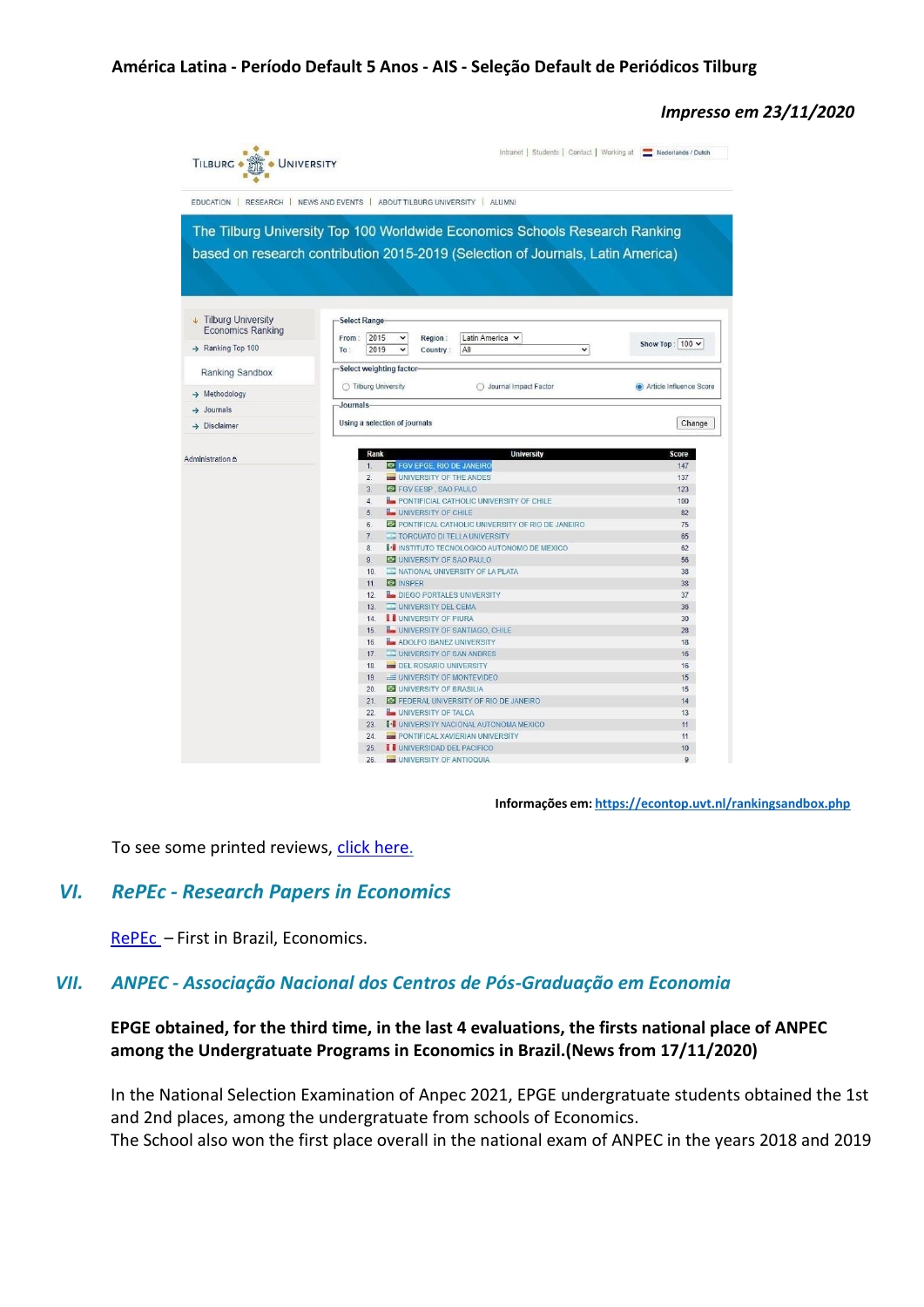**América Latina - Período Default 5 Anos - AIS - Seleção Default de Periódicos Tilburg**

*Impresso em 23/11/2020*

The Tilburg University Top 100 Worldwide Economics Schools Research Ranking based on research contribution 2015-2019 (Selection of Journals, Latin America)

| Rank | University | Score |
|---|---|---|
| 1. | FGV EPGE, RIO DE JANEIRO | 147 |
| 2. | UNIVERSITY OF THE ANDES | 137 |
| 3. | FGV EESP , SAO PAULO | 123 |
| 4. | PONTIFICAL CATHOLIC UNIVERSITY OF CHILE | 100 |
| 5. | UNIVERSITY OF CHILE | 82 |
| 6. | PONTIFICAL CATHOLIC UNIVERSITY OF RIO DE JANEIRO | 75 |
| 7. | TORCUATO DI TELLA UNIVERSITY | 65 |
| 8. | INSTITUTO TECNOLOGICO AUTONOMO DE MEXICO | 62 |
| 9. | UNIVERSITY OF SAO PAULO | 56 |
| 10. | NATIONAL UNIVERSITY OF LA PLATA | 38 |
| 11. | INSPER | 38 |
| 12. | DIEGO PORTALES UNIVERSITY | 37 |
| 13. | UNIVERSITY DEL CEMA | 36 |
| 14. | UNIVERSITY OF PIURA | 30 |
| 15. | UNIVERSITY OF SANTIAGO, CHILE | 28 |
| 16. | ADOLFO IBANEZ UNIVERSITY | 18 |
| 17. | UNIVERSITY OF SAN ANDRES | 16 |
| 18. | DEL ROSARIO UNIVERSITY | 16 |
| 19. | UNIVERSITY OF MONTEVIDEO | 15 |
| 20. | UNIVERSITY OF BRASILIA | 15 |
| 21. | FEDERAL UNIVERSITY OF RIO DE JANEIRO | 14 |
| 22. | UNIVERSITY OF TALCA | 13 |
| 23. | UNIVERSITY NACIONAL AUTONOMA MEXICO | 11 |
| 24. | PONTIFICAL XAVERIAN UNIVERSITY | 11 |
| 25. | UNIVERSIDAD DEL PACIFICO | 10 |
| 26. | UNIVERSITY OF ANTIOQUIA | 9 |

**Informações em: https://econtop.uvt.nl/rankingsandbox.php**

To see some printed reviews, click here.

## *VI. RePEc - Research Papers in Economics*

RePEc – First in Brazil, Economics.

## *VII. ANPEC - Associação Nacional dos Centros de Pós-Graduação em Economia*

**EPGE obtained, for the third time, in the last 4 evaluations, the firsts national place of ANPEC among the Undergratuate Programs in Economics in Brazil.(News from 17/11/2020)**

In the National Selection Examination of Anpec 2021, EPGE undergratuate students obtained the 1st and 2nd places, among the undergratuate from schools of Economics.
The School also won the first place overall in the national exam of ANPEC in the years 2018 and 2019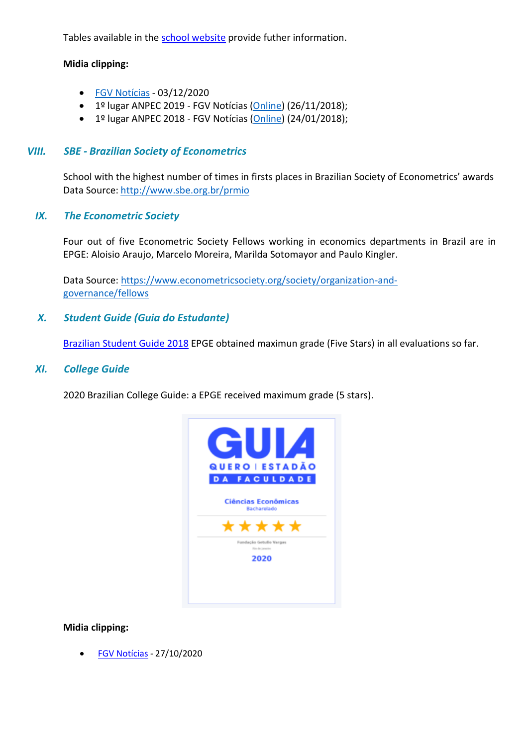Tables available in the school website provide futher information.

**Midia clipping:**

- FGV Notícias - 03/12/2020
- 1º lugar ANPEC 2019 - FGV Notícias (Online) (26/11/2018);
- 1º lugar ANPEC 2018 - FGV Notícias (Online) (24/01/2018);

## VIII. *SBE - Brazilian Society of Econometrics*

School with the highest number of times in firsts places in Brazilian Society of Econometrics' awards
Data Source: http://www.sbe.org.br/prmio

## IX. *The Econometric Society*

Four out of five Econometric Society Fellows working in economics departments in Brazil are in EPGE: Aloisio Araujo, Marcelo Moreira, Marilda Sotomayor and Paulo Kingler.

Data Source: https://www.econometricsociety.org/society/organization-and-governance/fellows

## X. *Student Guide (Guia do Estudante)*

Brazilian Student Guide 2018 EPGE obtained maximun grade (Five Stars) in all evaluations so far.

## XI. *College Guide*

2020 Brazilian College Guide: a EPGE received maximum grade (5 stars).

**Midia clipping:**

- FGV Notícias - 27/10/2020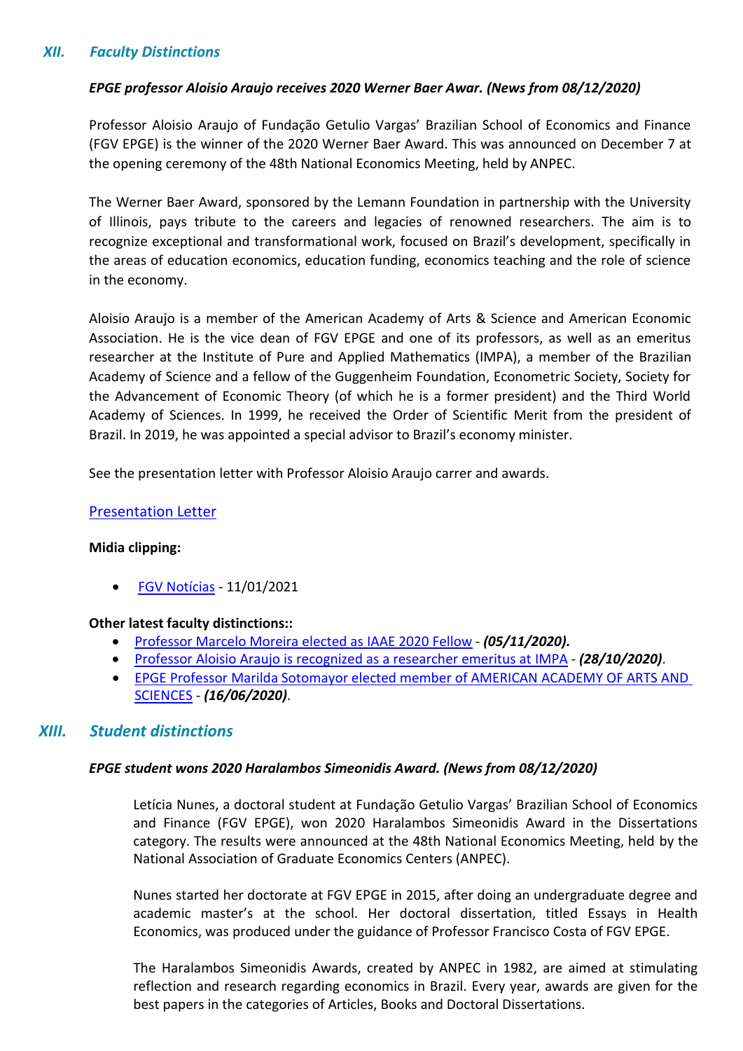## XII. *Faculty Distinctions*

***EPGE professor Aloisio Araujo receives 2020 Werner Baer Awar. (News from 08/12/2020)***

Professor Aloisio Araujo of Fundação Getulio Vargas' Brazilian School of Economics and Finance (FGV EPGE) is the winner of the 2020 Werner Baer Award. This was announced on December 7 at the opening ceremony of the 48th National Economics Meeting, held by ANPEC.

The Werner Baer Award, sponsored by the Lemann Foundation in partnership with the University of Illinois, pays tribute to the careers and legacies of renowned researchers. The aim is to recognize exceptional and transformational work, focused on Brazil's development, specifically in the areas of education economics, education funding, economics teaching and the role of science in the economy.

Aloisio Araujo is a member of the American Academy of Arts & Science and American Economic Association. He is the vice dean of FGV EPGE and one of its professors, as well as an emeritus researcher at the Institute of Pure and Applied Mathematics (IMPA), a member of the Brazilian Academy of Science and a fellow of the Guggenheim Foundation, Econometric Society, Society for the Advancement of Economic Theory (of which he is a former president) and the Third World Academy of Sciences. In 1999, he received the Order of Scientific Merit from the president of Brazil. In 2019, he was appointed a special advisor to Brazil's economy minister.

See the presentation letter with Professor Aloisio Araujo carrer and awards.

Presentation Letter

**Midia clipping:**

- FGV Notícias - 11/01/2021

**Other latest faculty distinctions::**

- Professor Marcelo Moreira elected as IAAE 2020 Fellow - ***(05/11/2020).***
- Professor Aloisio Araujo is recognized as a researcher emeritus at IMPA - ***(28/10/2020)***.
- EPGE Professor Marilda Sotomayor elected member of AMERICAN ACADEMY OF ARTS AND SCIENCES - ***(16/06/2020)***.

## XIII. *Student distinctions*

***EPGE student wons 2020 Haralambos Simeonidis Award. (News from 08/12/2020)***

Letícia Nunes, a doctoral student at Fundação Getulio Vargas' Brazilian School of Economics and Finance (FGV EPGE), won 2020 Haralambos Simeonidis Award in the Dissertations category. The results were announced at the 48th National Economics Meeting, held by the National Association of Graduate Economics Centers (ANPEC).

Nunes started her doctorate at FGV EPGE in 2015, after doing an undergraduate degree and academic master's at the school. Her doctoral dissertation, titled Essays in Health Economics, was produced under the guidance of Professor Francisco Costa of FGV EPGE.

The Haralambos Simeonidis Awards, created by ANPEC in 1982, are aimed at stimulating reflection and research regarding economics in Brazil. Every year, awards are given for the best papers in the categories of Articles, Books and Doctoral Dissertations.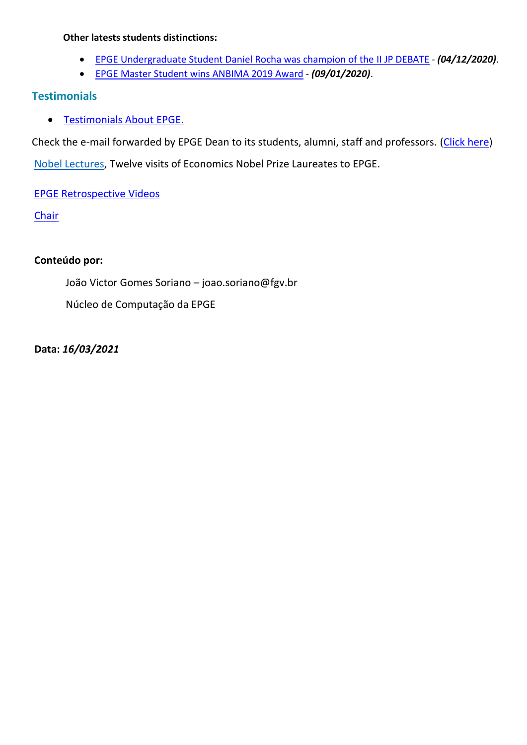**Other latests students distinctions:**

- EPGE Undergraduate Student Daniel Rocha was champion of the II JP DEBATE - ***(04/12/2020)***.
- EPGE Master Student wins ANBIMA 2019 Award - ***(09/01/2020)***.

## Testimonials

- Testimonials About EPGE.

Check the e-mail forwarded by EPGE Dean to its students, alumni, staff and professors. (Click here)

Nobel Lectures, Twelve visits of Economics Nobel Prize Laureates to EPGE.

EPGE Retrospective Videos

Chair

**Conteúdo por:**

João Victor Gomes Soriano – joao.soriano@fgv.br

Núcleo de Computação da EPGE

**Data:** ***16/03/2021***